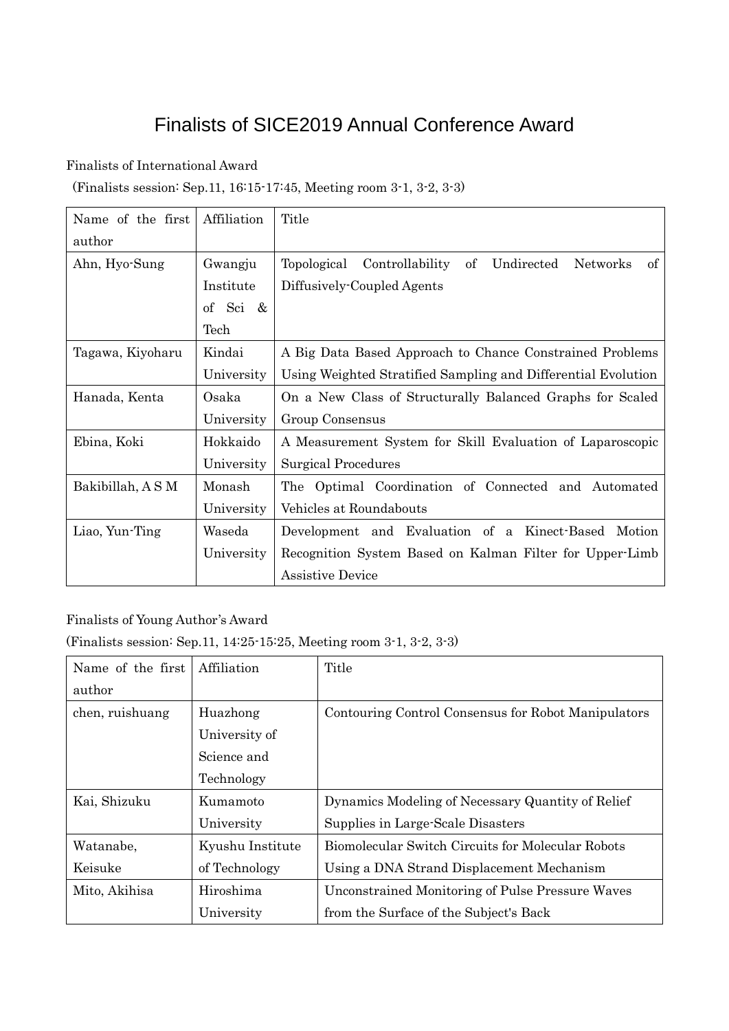# Finalists of SICE2019 Annual Conference Award

Finalists of International Award

(Finalists session: Sep.11, 16:15-17:45, Meeting room 3-1, 3-2, 3-3)

| Name of the first author | Affiliation | Title |
|---|---|---|
| Ahn, Hyo-Sung | Gwangju Institute of Sci & Tech | Topological Controllability of Undirected Networks of Diffusively-Coupled Agents |
| Tagawa, Kiyoharu | Kindai University | A Big Data Based Approach to Chance Constrained Problems Using Weighted Stratified Sampling and Differential Evolution |
| Hanada, Kenta | Osaka University | On a New Class of Structurally Balanced Graphs for Scaled Group Consensus |
| Ebina, Koki | Hokkaido University | A Measurement System for Skill Evaluation of Laparoscopic Surgical Procedures |
| Bakibillah, A S M | Monash University | The Optimal Coordination of Connected and Automated Vehicles at Roundabouts |
| Liao, Yun-Ting | Waseda University | Development and Evaluation of a Kinect-Based Motion Recognition System Based on Kalman Filter for Upper-Limb Assistive Device |

Finalists of Young Author's Award

(Finalists session: Sep.11, 14:25-15:25, Meeting room 3-1, 3-2, 3-3)

| Name of the first author | Affiliation | Title |
|---|---|---|
| chen, ruishuang | Huazhong University of Science and Technology | Contouring Control Consensus for Robot Manipulators |
| Kai, Shizuku | Kumamoto University | Dynamics Modeling of Necessary Quantity of Relief Supplies in Large-Scale Disasters |
| Watanabe, Keisuke | Kyushu Institute of Technology | Biomolecular Switch Circuits for Molecular Robots Using a DNA Strand Displacement Mechanism |
| Mito, Akihisa | Hiroshima University | Unconstrained Monitoring of Pulse Pressure Waves from the Surface of the Subject's Back |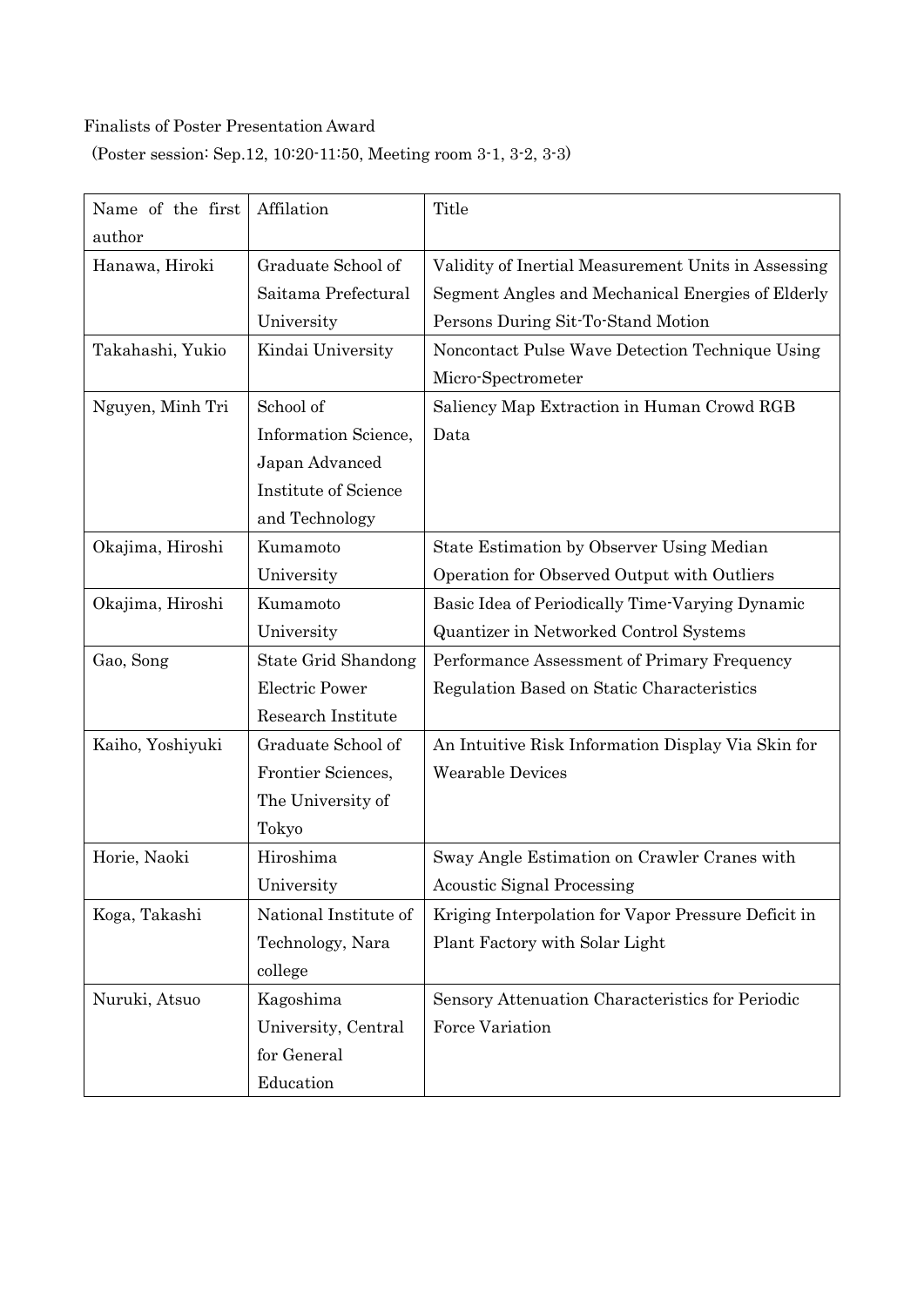Finalists of Poster Presentation Award

(Poster session: Sep.12, 10:20-11:50, Meeting room 3-1, 3-2, 3-3)

| Name of the first author | Affilation | Title |
|---|---|---|
| Hanawa, Hiroki | Graduate School of Saitama Prefectural University | Validity of Inertial Measurement Units in Assessing Segment Angles and Mechanical Energies of Elderly Persons During Sit-To-Stand Motion |
| Takahashi, Yukio | Kindai University | Noncontact Pulse Wave Detection Technique Using Micro-Spectrometer |
| Nguyen, Minh Tri | School of Information Science, Japan Advanced Institute of Science and Technology | Saliency Map Extraction in Human Crowd RGB Data |
| Okajima, Hiroshi | Kumamoto University | State Estimation by Observer Using Median Operation for Observed Output with Outliers |
| Okajima, Hiroshi | Kumamoto University | Basic Idea of Periodically Time-Varying Dynamic Quantizer in Networked Control Systems |
| Gao, Song | State Grid Shandong Electric Power Research Institute | Performance Assessment of Primary Frequency Regulation Based on Static Characteristics |
| Kaiho, Yoshiyuki | Graduate School of Frontier Sciences, The University of Tokyo | An Intuitive Risk Information Display Via Skin for Wearable Devices |
| Horie, Naoki | Hiroshima University | Sway Angle Estimation on Crawler Cranes with Acoustic Signal Processing |
| Koga, Takashi | National Institute of Technology, Nara college | Kriging Interpolation for Vapor Pressure Deficit in Plant Factory with Solar Light |
| Nuruki, Atsuo | Kagoshima University, Central for General Education | Sensory Attenuation Characteristics for Periodic Force Variation |